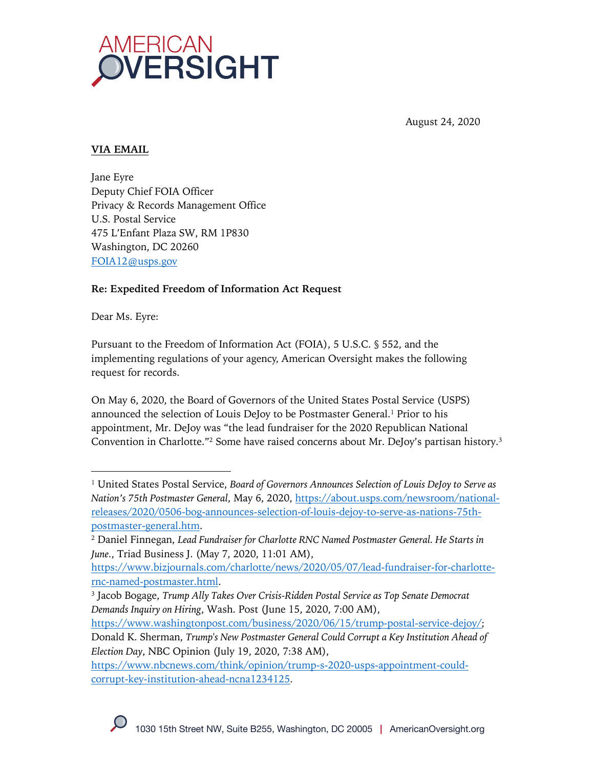AMERICAN OVERSIGHT

August 24, 2020

**VIA EMAIL**

Jane Eyre
Deputy Chief FOIA Officer
Privacy & Records Management Office
U.S. Postal Service
475 L'Enfant Plaza SW, RM 1P830
Washington, DC 20260
FOIA12@usps.gov

**Re: Expedited Freedom of Information Act Request**

Dear Ms. Eyre:

Pursuant to the Freedom of Information Act (FOIA), 5 U.S.C. § 552, and the implementing regulations of your agency, American Oversight makes the following request for records.

On May 6, 2020, the Board of Governors of the United States Postal Service (USPS) announced the selection of Louis DeJoy to be Postmaster General.[1] Prior to his appointment, Mr. DeJoy was "the lead fundraiser for the 2020 Republican National Convention in Charlotte."[2] Some have raised concerns about Mr. DeJoy's partisan history.[3]

---

[1] United States Postal Service, *Board of Governors Announces Selection of Louis DeJoy to Serve as Nation's 75th Postmaster General*, May 6, 2020, https://about.usps.com/newsroom/national-releases/2020/0506-bog-announces-selection-of-louis-dejoy-to-serve-as-nations-75th-postmaster-general.htm.

[2] Daniel Finnegan, *Lead Fundraiser for Charlotte RNC Named Postmaster General. He Starts in June.*, Triad Business J. (May 7, 2020, 11:01 AM), https://www.bizjournals.com/charlotte/news/2020/05/07/lead-fundraiser-for-charlotte-rnc-named-postmaster.html.

[3] Jacob Bogage, *Trump Ally Takes Over Crisis-Ridden Postal Service as Top Senate Democrat Demands Inquiry on Hiring*, Wash. Post (June 15, 2020, 7:00 AM), https://www.washingtonpost.com/business/2020/06/15/trump-postal-service-dejoy/; Donald K. Sherman, *Trump's New Postmaster General Could Corrupt a Key Institution Ahead of Election Day*, NBC Opinion (July 19, 2020, 7:38 AM), https://www.nbcnews.com/think/opinion/trump-s-2020-usps-appointment-could-corrupt-key-institution-ahead-ncna1234125.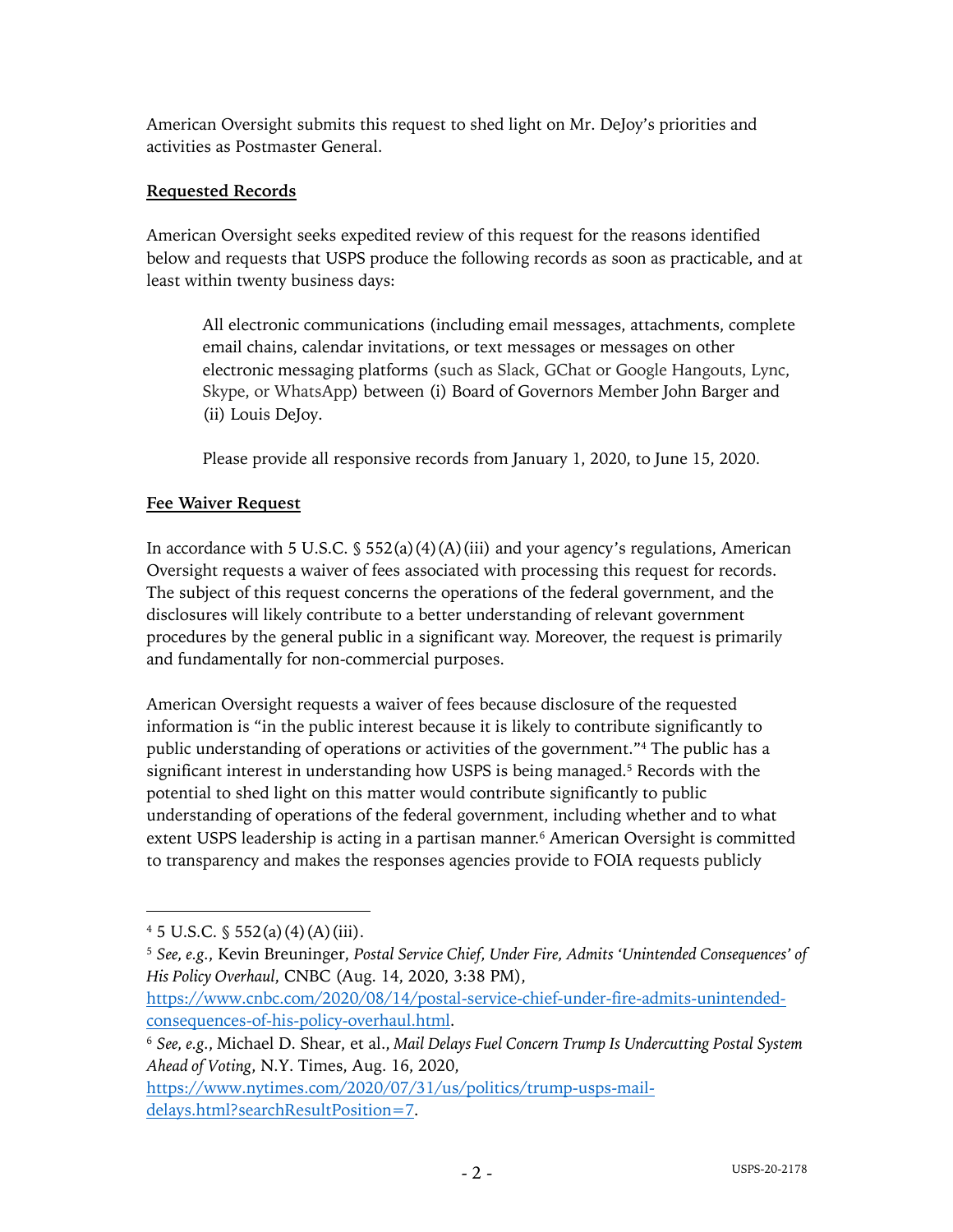American Oversight submits this request to shed light on Mr. DeJoy's priorities and activities as Postmaster General.

**Requested Records**

American Oversight seeks expedited review of this request for the reasons identified below and requests that USPS produce the following records as soon as practicable, and at least within twenty business days:

> All electronic communications (including email messages, attachments, complete email chains, calendar invitations, or text messages or messages on other electronic messaging platforms (such as Slack, GChat or Google Hangouts, Lync, Skype, or WhatsApp) between (i) Board of Governors Member John Barger and (ii) Louis DeJoy.
>
> Please provide all responsive records from January 1, 2020, to June 15, 2020.

**Fee Waiver Request**

In accordance with 5 U.S.C. § 552(a)(4)(A)(iii) and your agency's regulations, American Oversight requests a waiver of fees associated with processing this request for records. The subject of this request concerns the operations of the federal government, and the disclosures will likely contribute to a better understanding of relevant government procedures by the general public in a significant way. Moreover, the request is primarily and fundamentally for non-commercial purposes.

American Oversight requests a waiver of fees because disclosure of the requested information is "in the public interest because it is likely to contribute significantly to public understanding of operations or activities of the government."[4] The public has a significant interest in understanding how USPS is being managed.[5] Records with the potential to shed light on this matter would contribute significantly to public understanding of operations of the federal government, including whether and to what extent USPS leadership is acting in a partisan manner.[6] American Oversight is committed to transparency and makes the responses agencies provide to FOIA requests publicly

---

[4] 5 U.S.C. § 552(a)(4)(A)(iii).

[5] *See, e.g.*, Kevin Breuninger, *Postal Service Chief, Under Fire, Admits 'Unintended Consequences' of His Policy Overhaul*, CNBC (Aug. 14, 2020, 3:38 PM), https://www.cnbc.com/2020/08/14/postal-service-chief-under-fire-admits-unintended-consequences-of-his-policy-overhaul.html.

[6] *See, e.g.*, Michael D. Shear, et al., *Mail Delays Fuel Concern Trump Is Undercutting Postal System Ahead of Voting*, N.Y. Times, Aug. 16, 2020, https://www.nytimes.com/2020/07/31/us/politics/trump-usps-mail-delays.html?searchResultPosition=7.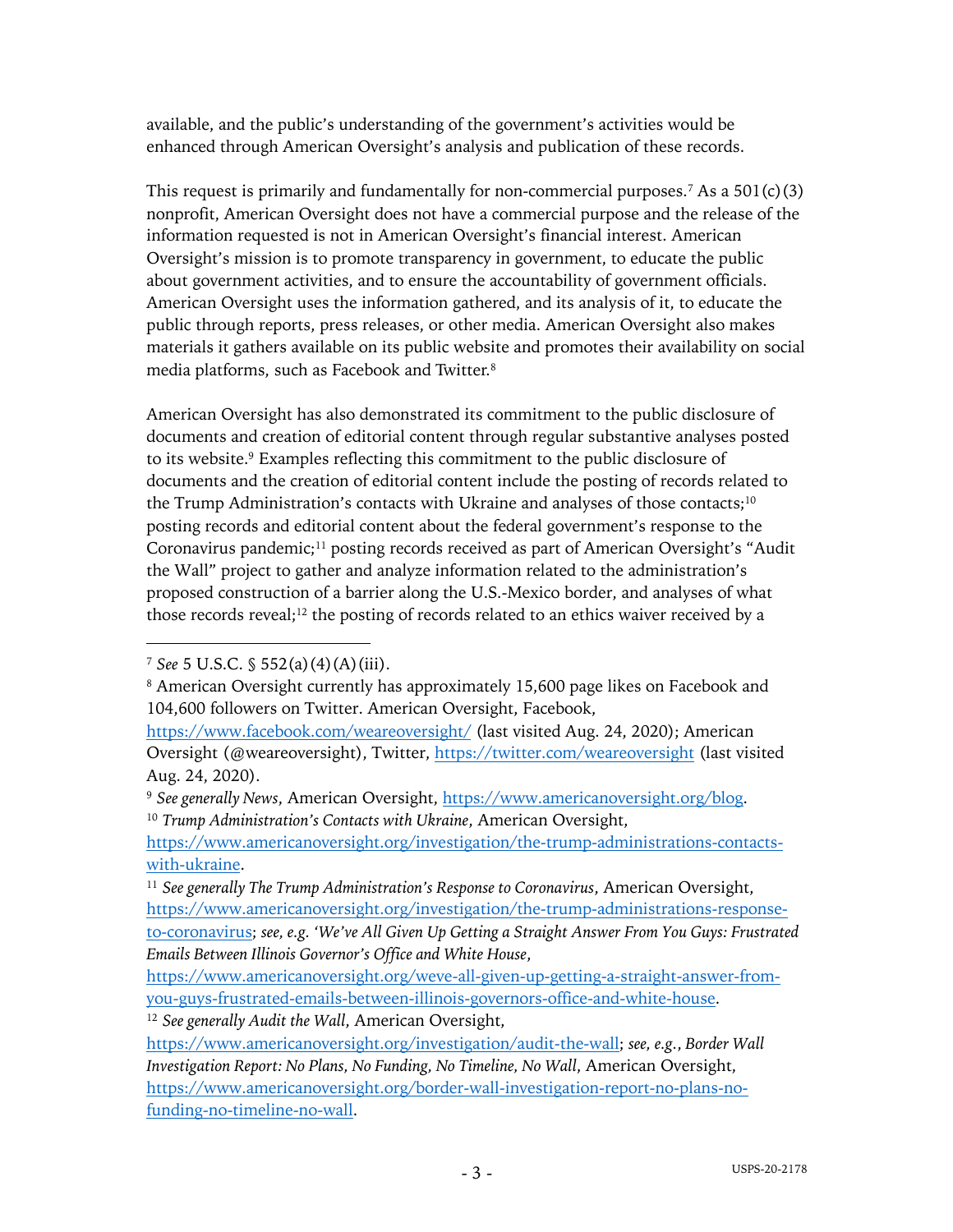available, and the public's understanding of the government's activities would be enhanced through American Oversight's analysis and publication of these records.

This request is primarily and fundamentally for non-commercial purposes.[7] As a 501(c)(3) nonprofit, American Oversight does not have a commercial purpose and the release of the information requested is not in American Oversight's financial interest. American Oversight's mission is to promote transparency in government, to educate the public about government activities, and to ensure the accountability of government officials. American Oversight uses the information gathered, and its analysis of it, to educate the public through reports, press releases, or other media. American Oversight also makes materials it gathers available on its public website and promotes their availability on social media platforms, such as Facebook and Twitter.[8]

American Oversight has also demonstrated its commitment to the public disclosure of documents and creation of editorial content through regular substantive analyses posted to its website.[9] Examples reflecting this commitment to the public disclosure of documents and the creation of editorial content include the posting of records related to the Trump Administration's contacts with Ukraine and analyses of those contacts;[10] posting records and editorial content about the federal government's response to the Coronavirus pandemic;[11] posting records received as part of American Oversight's "Audit the Wall" project to gather and analyze information related to the administration's proposed construction of a barrier along the U.S.-Mexico border, and analyses of what those records reveal;[12] the posting of records related to an ethics waiver received by a

---

[7] *See* 5 U.S.C. § 552(a)(4)(A)(iii).

[8] American Oversight currently has approximately 15,600 page likes on Facebook and 104,600 followers on Twitter. American Oversight, Facebook, https://www.facebook.com/weareoversight/ (last visited Aug. 24, 2020); American Oversight (@weareoversight), Twitter, https://twitter.com/weareoversight (last visited Aug. 24, 2020).

[9] *See generally News*, American Oversight, https://www.americanoversight.org/blog.

[10] *Trump Administration's Contacts with Ukraine*, American Oversight, https://www.americanoversight.org/investigation/the-trump-administrations-contacts-with-ukraine.

[11] *See generally The Trump Administration's Response to Coronavirus*, American Oversight, https://www.americanoversight.org/investigation/the-trump-administrations-response-to-coronavirus; *see, e.g. 'We've All Given Up Getting a Straight Answer From You Guys: Frustrated Emails Between Illinois Governor's Office and White House*, https://www.americanoversight.org/weve-all-given-up-getting-a-straight-answer-from-you-guys-frustrated-emails-between-illinois-governors-office-and-white-house.

[12] *See generally Audit the Wall*, American Oversight, https://www.americanoversight.org/investigation/audit-the-wall; *see, e.g.*, *Border Wall Investigation Report: No Plans, No Funding, No Timeline, No Wall*, American Oversight, https://www.americanoversight.org/border-wall-investigation-report-no-plans-no-funding-no-timeline-no-wall.

USPS-20-2178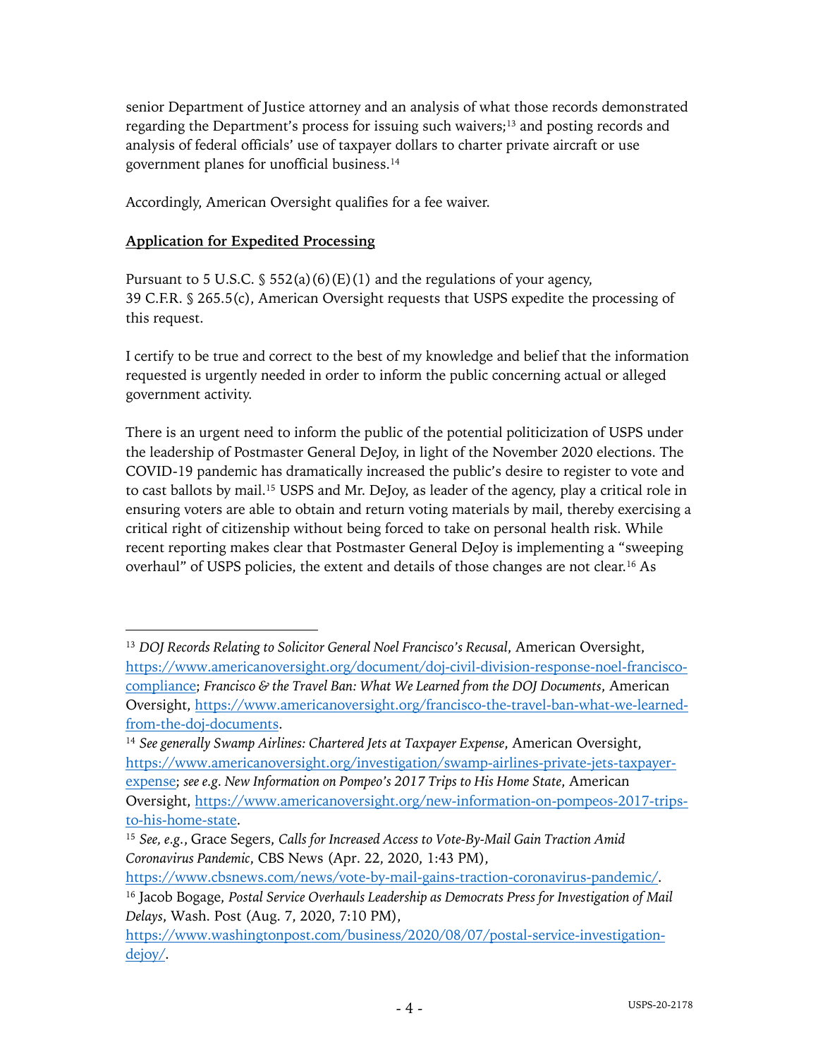senior Department of Justice attorney and an analysis of what those records demonstrated regarding the Department's process for issuing such waivers;[13] and posting records and analysis of federal officials' use of taxpayer dollars to charter private aircraft or use government planes for unofficial business.[14]

Accordingly, American Oversight qualifies for a fee waiver.

**Application for Expedited Processing**

Pursuant to 5 U.S.C. § 552(a)(6)(E)(1) and the regulations of your agency, 39 C.F.R. § 265.5(c), American Oversight requests that USPS expedite the processing of this request.

I certify to be true and correct to the best of my knowledge and belief that the information requested is urgently needed in order to inform the public concerning actual or alleged government activity.

There is an urgent need to inform the public of the potential politicization of USPS under the leadership of Postmaster General DeJoy, in light of the November 2020 elections. The COVID-19 pandemic has dramatically increased the public's desire to register to vote and to cast ballots by mail.[15] USPS and Mr. DeJoy, as leader of the agency, play a critical role in ensuring voters are able to obtain and return voting materials by mail, thereby exercising a critical right of citizenship without being forced to take on personal health risk. While recent reporting makes clear that Postmaster General DeJoy is implementing a "sweeping overhaul" of USPS policies, the extent and details of those changes are not clear.[16] As

---

[13] *DOJ Records Relating to Solicitor General Noel Francisco's Recusal*, American Oversight, https://www.americanoversight.org/document/doj-civil-division-response-noel-francisco-compliance; *Francisco & the Travel Ban: What We Learned from the DOJ Documents*, American Oversight, https://www.americanoversight.org/francisco-the-travel-ban-what-we-learned-from-the-doj-documents.

[14] *See generally Swamp Airlines: Chartered Jets at Taxpayer Expense*, American Oversight, https://www.americanoversight.org/investigation/swamp-airlines-private-jets-taxpayer-expense; *see e.g. New Information on Pompeo's 2017 Trips to His Home State*, American Oversight, https://www.americanoversight.org/new-information-on-pompeos-2017-trips-to-his-home-state.

[15] *See, e.g.*, Grace Segers, *Calls for Increased Access to Vote-By-Mail Gain Traction Amid Coronavirus Pandemic*, CBS News (Apr. 22, 2020, 1:43 PM), https://www.cbsnews.com/news/vote-by-mail-gains-traction-coronavirus-pandemic/.

[16] Jacob Bogage, *Postal Service Overhauls Leadership as Democrats Press for Investigation of Mail Delays*, Wash. Post (Aug. 7, 2020, 7:10 PM), https://www.washingtonpost.com/business/2020/08/07/postal-service-investigation-dejoy/.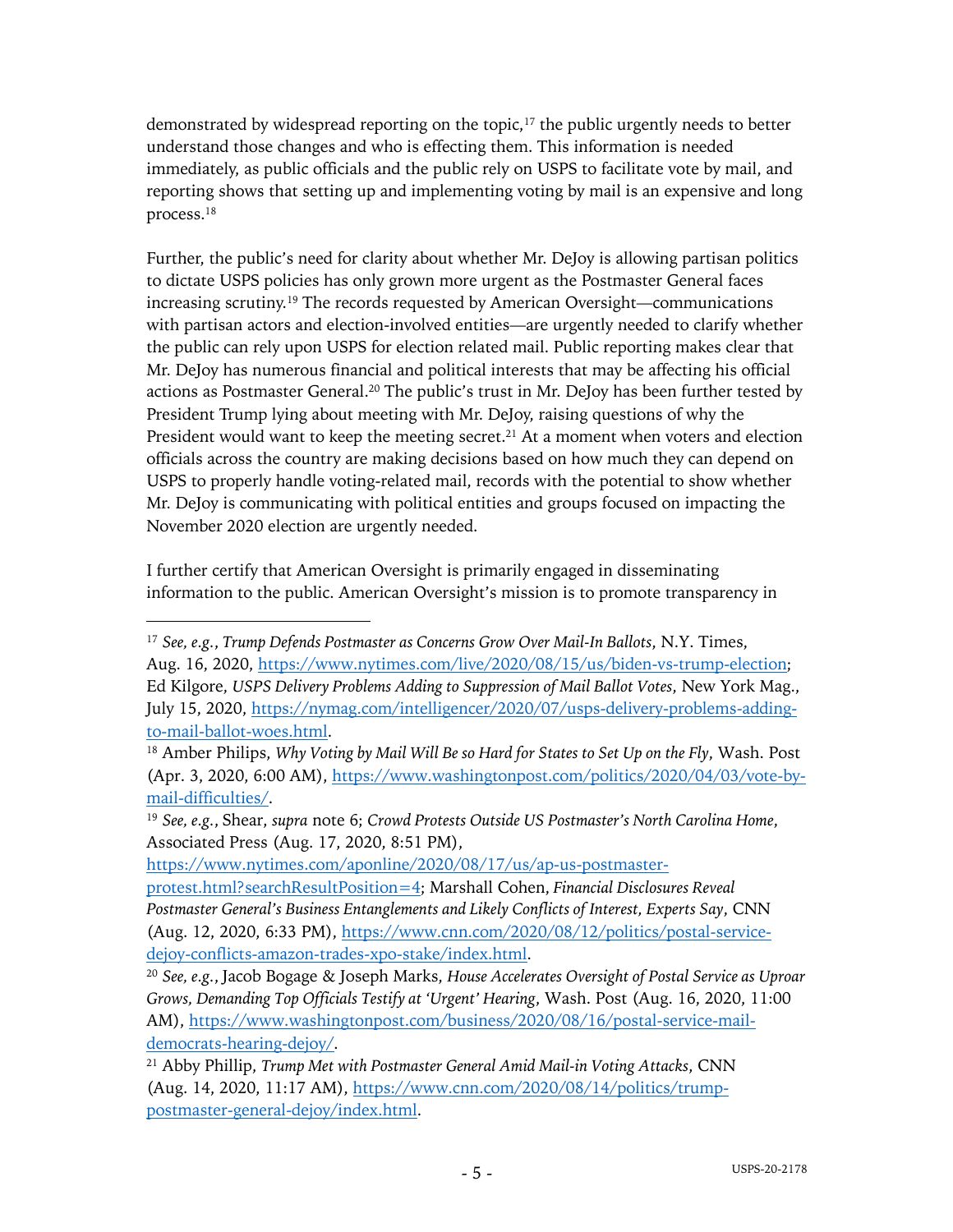demonstrated by widespread reporting on the topic,[17] the public urgently needs to better understand those changes and who is effecting them. This information is needed immediately, as public officials and the public rely on USPS to facilitate vote by mail, and reporting shows that setting up and implementing voting by mail is an expensive and long process.[18]

Further, the public's need for clarity about whether Mr. DeJoy is allowing partisan politics to dictate USPS policies has only grown more urgent as the Postmaster General faces increasing scrutiny.[19] The records requested by American Oversight—communications with partisan actors and election-involved entities—are urgently needed to clarify whether the public can rely upon USPS for election related mail. Public reporting makes clear that Mr. DeJoy has numerous financial and political interests that may be affecting his official actions as Postmaster General.[20] The public's trust in Mr. DeJoy has been further tested by President Trump lying about meeting with Mr. DeJoy, raising questions of why the President would want to keep the meeting secret.[21] At a moment when voters and election officials across the country are making decisions based on how much they can depend on USPS to properly handle voting-related mail, records with the potential to show whether Mr. DeJoy is communicating with political entities and groups focused on impacting the November 2020 election are urgently needed.

I further certify that American Oversight is primarily engaged in disseminating information to the public. American Oversight's mission is to promote transparency in

---

[17] *See, e.g.*, *Trump Defends Postmaster as Concerns Grow Over Mail-In Ballots*, N.Y. Times, Aug. 16, 2020, https://www.nytimes.com/live/2020/08/15/us/biden-vs-trump-election; Ed Kilgore, *USPS Delivery Problems Adding to Suppression of Mail Ballot Votes*, New York Mag., July 15, 2020, https://nymag.com/intelligencer/2020/07/usps-delivery-problems-adding-to-mail-ballot-woes.html.

[18] Amber Philips, *Why Voting by Mail Will Be so Hard for States to Set Up on the Fly*, Wash. Post (Apr. 3, 2020, 6:00 AM), https://www.washingtonpost.com/politics/2020/04/03/vote-by-mail-difficulties/.

[19] *See, e.g.*, Shear, *supra* note 6; *Crowd Protests Outside US Postmaster's North Carolina Home*, Associated Press (Aug. 17, 2020, 8:51 PM), https://www.nytimes.com/aponline/2020/08/17/us/ap-us-postmaster-protest.html?searchResultPosition=4; Marshall Cohen, *Financial Disclosures Reveal Postmaster General's Business Entanglements and Likely Conflicts of Interest, Experts Say*, CNN (Aug. 12, 2020, 6:33 PM), https://www.cnn.com/2020/08/12/politics/postal-service-dejoy-conflicts-amazon-trades-xpo-stake/index.html.

[20] *See, e.g.*, Jacob Bogage & Joseph Marks, *House Accelerates Oversight of Postal Service as Uproar Grows, Demanding Top Officials Testify at 'Urgent' Hearing*, Wash. Post (Aug. 16, 2020, 11:00 AM), https://www.washingtonpost.com/business/2020/08/16/postal-service-mail-democrats-hearing-dejoy/.

[21] Abby Phillip, *Trump Met with Postmaster General Amid Mail-in Voting Attacks*, CNN (Aug. 14, 2020, 11:17 AM), https://www.cnn.com/2020/08/14/politics/trump-postmaster-general-dejoy/index.html.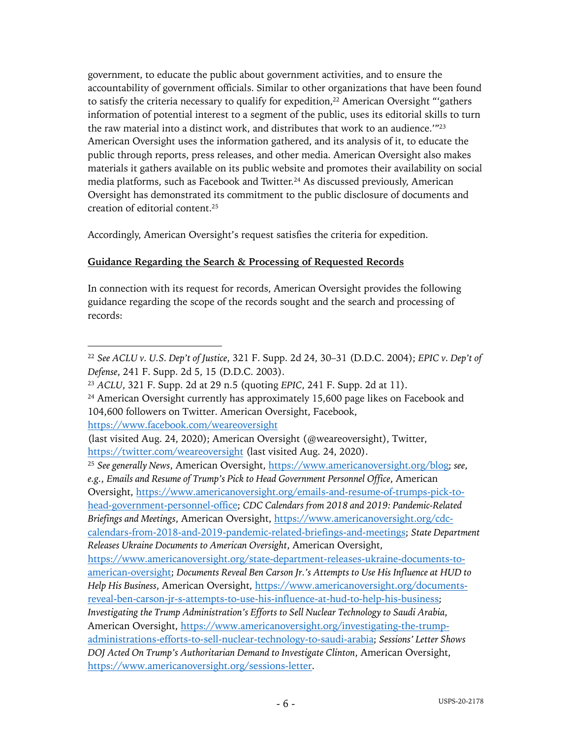government, to educate the public about government activities, and to ensure the accountability of government officials. Similar to other organizations that have been found to satisfy the criteria necessary to qualify for expedition,[22] American Oversight "'gathers information of potential interest to a segment of the public, uses its editorial skills to turn the raw material into a distinct work, and distributes that work to an audience.'"[23] American Oversight uses the information gathered, and its analysis of it, to educate the public through reports, press releases, and other media. American Oversight also makes materials it gathers available on its public website and promotes their availability on social media platforms, such as Facebook and Twitter.[24] As discussed previously, American Oversight has demonstrated its commitment to the public disclosure of documents and creation of editorial content.[25]

Accordingly, American Oversight's request satisfies the criteria for expedition.

**Guidance Regarding the Search & Processing of Requested Records**

In connection with its request for records, American Oversight provides the following guidance regarding the scope of the records sought and the search and processing of records:

---

[22] *See ACLU v. U.S. Dep't of Justice*, 321 F. Supp. 2d 24, 30–31 (D.D.C. 2004); *EPIC v. Dep't of Defense*, 241 F. Supp. 2d 5, 15 (D.D.C. 2003).

[23] *ACLU*, 321 F. Supp. 2d at 29 n.5 (quoting *EPIC*, 241 F. Supp. 2d at 11).

[24] American Oversight currently has approximately 15,600 page likes on Facebook and 104,600 followers on Twitter. American Oversight, Facebook, https://www.facebook.com/weareoversight (last visited Aug. 24, 2020); American Oversight (@weareoversight), Twitter, https://twitter.com/weareoversight (last visited Aug. 24, 2020).

[25] *See generally News*, American Oversight, https://www.americanoversight.org/blog; *see, e.g.*, *Emails and Resume of Trump's Pick to Head Government Personnel Office*, American Oversight, https://www.americanoversight.org/emails-and-resume-of-trumps-pick-to-head-government-personnel-office; *CDC Calendars from 2018 and 2019: Pandemic-Related Briefings and Meetings*, American Oversight, https://www.americanoversight.org/cdc-calendars-from-2018-and-2019-pandemic-related-briefings-and-meetings; *State Department Releases Ukraine Documents to American Oversight*, American Oversight, https://www.americanoversight.org/state-department-releases-ukraine-documents-to-american-oversight; *Documents Reveal Ben Carson Jr.'s Attempts to Use His Influence at HUD to Help His Business*, American Oversight, https://www.americanoversight.org/documents-reveal-ben-carson-jr-s-attempts-to-use-his-influence-at-hud-to-help-his-business; *Investigating the Trump Administration's Efforts to Sell Nuclear Technology to Saudi Arabia*, American Oversight, https://www.americanoversight.org/investigating-the-trump-administrations-efforts-to-sell-nuclear-technology-to-saudi-arabia; *Sessions' Letter Shows DOJ Acted On Trump's Authoritarian Demand to Investigate Clinton*, American Oversight, https://www.americanoversight.org/sessions-letter.

USPS-20-2178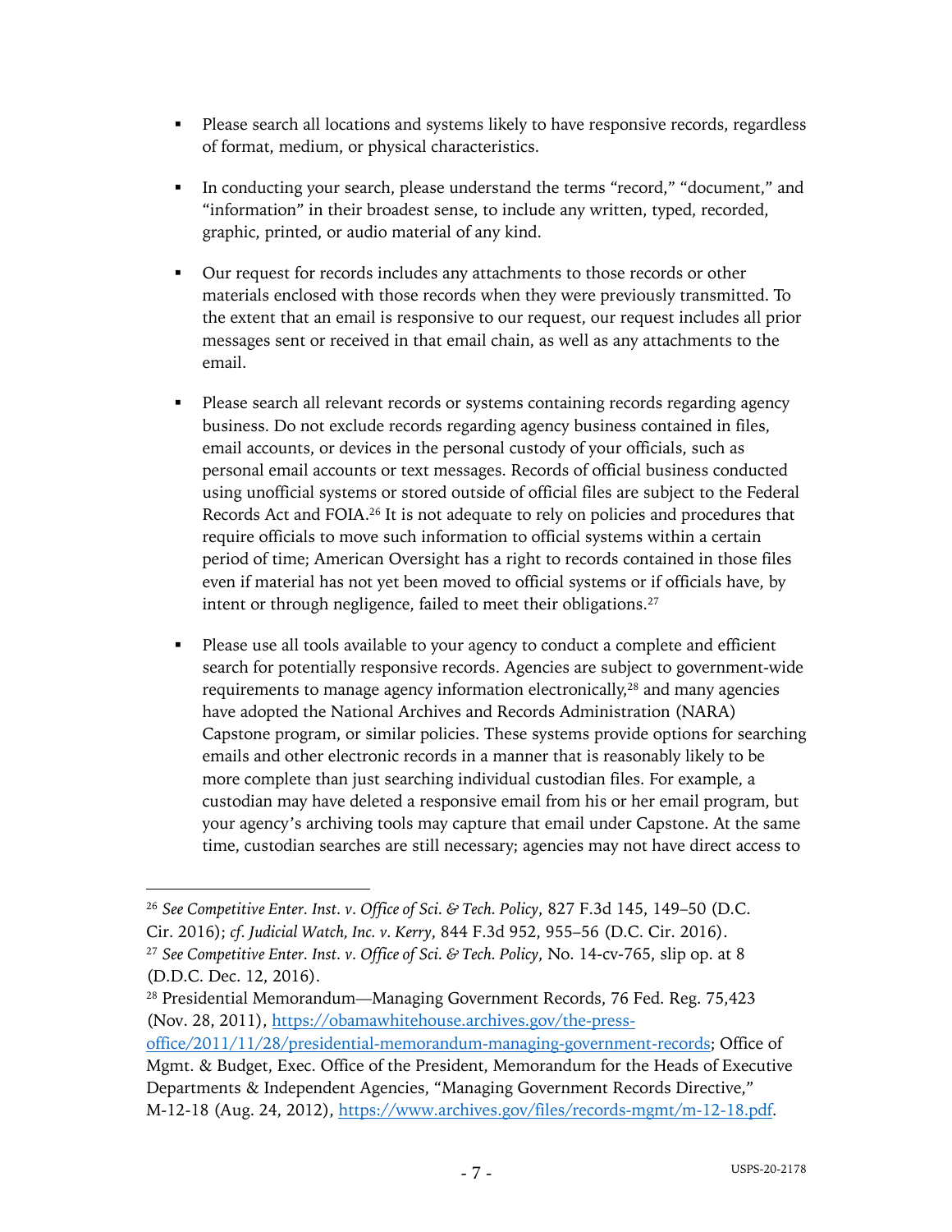- Please search all locations and systems likely to have responsive records, regardless of format, medium, or physical characteristics.

- In conducting your search, please understand the terms "record," "document," and "information" in their broadest sense, to include any written, typed, recorded, graphic, printed, or audio material of any kind.

- Our request for records includes any attachments to those records or other materials enclosed with those records when they were previously transmitted. To the extent that an email is responsive to our request, our request includes all prior messages sent or received in that email chain, as well as any attachments to the email.

- Please search all relevant records or systems containing records regarding agency business. Do not exclude records regarding agency business contained in files, email accounts, or devices in the personal custody of your officials, such as personal email accounts or text messages. Records of official business conducted using unofficial systems or stored outside of official files are subject to the Federal Records Act and FOIA.[26] It is not adequate to rely on policies and procedures that require officials to move such information to official systems within a certain period of time; American Oversight has a right to records contained in those files even if material has not yet been moved to official systems or if officials have, by intent or through negligence, failed to meet their obligations.[27]

- Please use all tools available to your agency to conduct a complete and efficient search for potentially responsive records. Agencies are subject to government-wide requirements to manage agency information electronically,[28] and many agencies have adopted the National Archives and Records Administration (NARA) Capstone program, or similar policies. These systems provide options for searching emails and other electronic records in a manner that is reasonably likely to be more complete than just searching individual custodian files. For example, a custodian may have deleted a responsive email from his or her email program, but your agency's archiving tools may capture that email under Capstone. At the same time, custodian searches are still necessary; agencies may not have direct access to

---

[26] *See Competitive Enter. Inst. v. Office of Sci. & Tech. Policy*, 827 F.3d 145, 149–50 (D.C. Cir. 2016); *cf. Judicial Watch, Inc. v. Kerry*, 844 F.3d 952, 955–56 (D.C. Cir. 2016).

[27] *See Competitive Enter. Inst. v. Office of Sci. & Tech. Policy*, No. 14-cv-765, slip op. at 8 (D.D.C. Dec. 12, 2016).

[28] Presidential Memorandum—Managing Government Records, 76 Fed. Reg. 75,423 (Nov. 28, 2011), https://obamawhitehouse.archives.gov/the-press-office/2011/11/28/presidential-memorandum-managing-government-records; Office of Mgmt. & Budget, Exec. Office of the President, Memorandum for the Heads of Executive Departments & Independent Agencies, "Managing Government Records Directive," M-12-18 (Aug. 24, 2012), https://www.archives.gov/files/records-mgmt/m-12-18.pdf.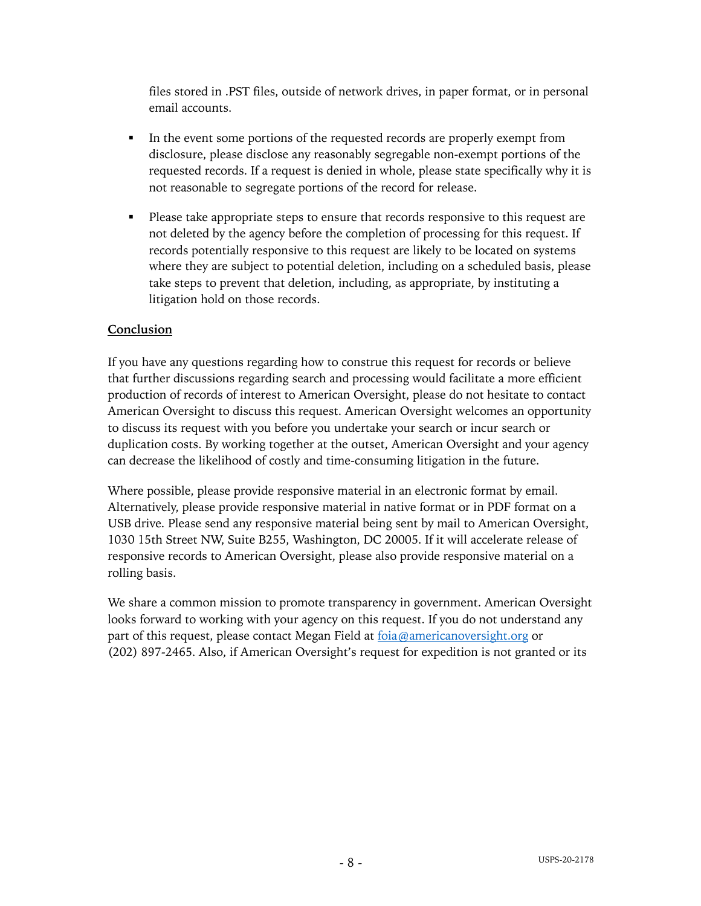files stored in .PST files, outside of network drives, in paper format, or in personal email accounts.

- In the event some portions of the requested records are properly exempt from disclosure, please disclose any reasonably segregable non-exempt portions of the requested records. If a request is denied in whole, please state specifically why it is not reasonable to segregate portions of the record for release.

- Please take appropriate steps to ensure that records responsive to this request are not deleted by the agency before the completion of processing for this request. If records potentially responsive to this request are likely to be located on systems where they are subject to potential deletion, including on a scheduled basis, please take steps to prevent that deletion, including, as appropriate, by instituting a litigation hold on those records.

**Conclusion**

If you have any questions regarding how to construe this request for records or believe that further discussions regarding search and processing would facilitate a more efficient production of records of interest to American Oversight, please do not hesitate to contact American Oversight to discuss this request. American Oversight welcomes an opportunity to discuss its request with you before you undertake your search or incur search or duplication costs. By working together at the outset, American Oversight and your agency can decrease the likelihood of costly and time-consuming litigation in the future.

Where possible, please provide responsive material in an electronic format by email. Alternatively, please provide responsive material in native format or in PDF format on a USB drive. Please send any responsive material being sent by mail to American Oversight, 1030 15th Street NW, Suite B255, Washington, DC 20005. If it will accelerate release of responsive records to American Oversight, please also provide responsive material on a rolling basis.

We share a common mission to promote transparency in government. American Oversight looks forward to working with your agency on this request. If you do not understand any part of this request, please contact Megan Field at [foia@americanoversight.org](mailto:foia@americanoversight.org) or (202) 897-2465. Also, if American Oversight's request for expedition is not granted or its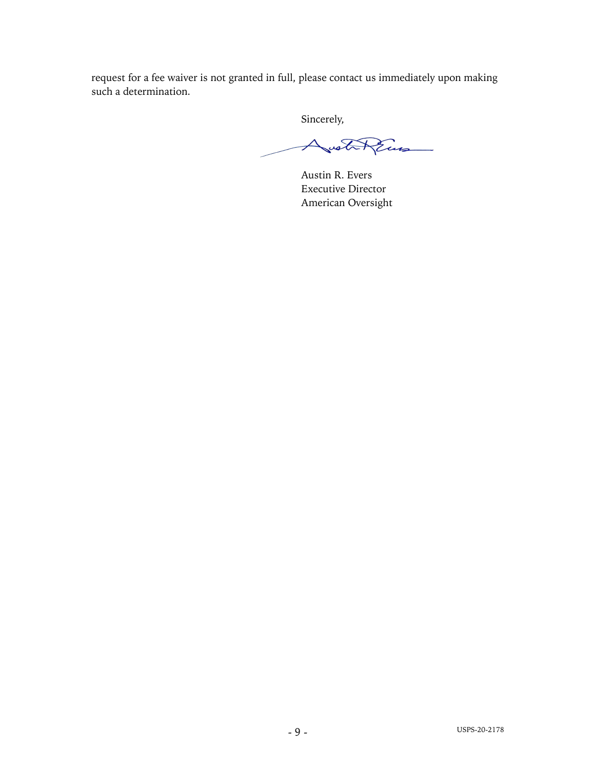request for a fee waiver is not granted in full, please contact us immediately upon making such a determination.

Sincerely,

Austin R. Evers
Executive Director
American Oversight

USPS-20-2178